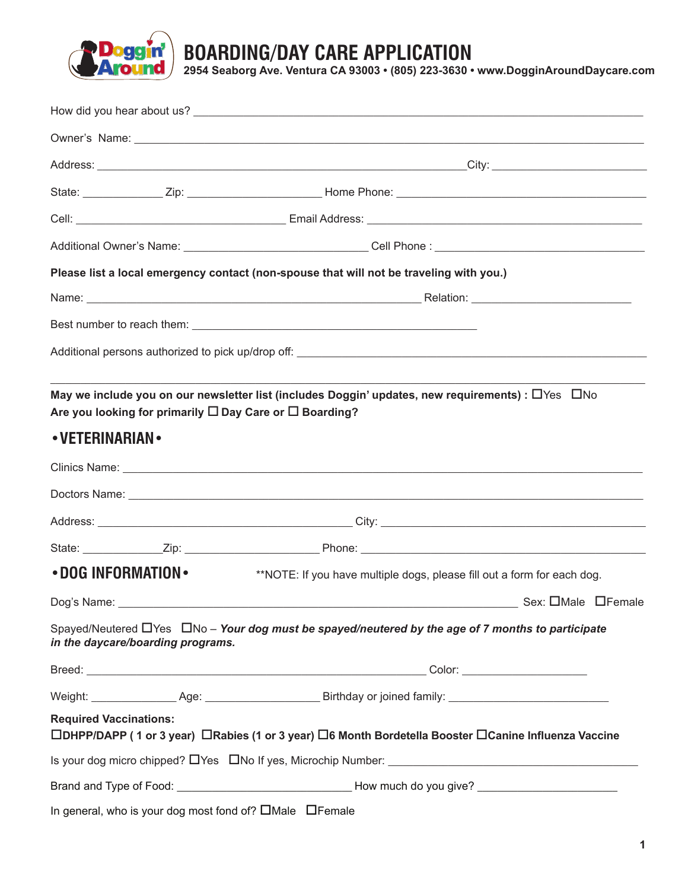# BOARDING/DAY CARE APPLICATION

**2954 Seaborg Ave. Ventura CA 93003 • (805) 223-3630 • www.DogginAroundDaycare.com**

How did you hear about us? ______________________________

Owner's Name: ______________________________

Address: ______________________________ City: ______________

State: __________ Zip: ______________ Home Phone: ______________________

Cell: ______________________ Email Address: ______________________

Additional Owner's Name: ______________________ Cell Phone : ______________________

**Please list a local emergency contact (non-spouse that will not be traveling with you.)**

Name: ______________________________ Relation: ______________

Best number to reach them: ______________________________

Additional persons authorized to pick up/drop off: ______________________________

______________________________

**May we include you on our newsletter list (includes Doggin' updates, new requirements) :** ☐Yes ☐No

**Are you looking for primarily ☐ Day Care or ☐ Boarding?**

## • VETERINARIAN •

Clinics Name: ______________________________

Doctors Name: ______________________________

Address: ______________________________ City: ______________________

State: __________ Zip: ______________ Phone: ______________________

## • DOG INFORMATION •

**NOTE: If you have multiple dogs, please fill out a form for each dog.

Dog's Name: ______________________________ Sex: ☐Male ☐Female

Spayed/Neutered ☐Yes ☐No – ***Your dog must be spayed/neutered by the age of 7 months to participate in the daycare/boarding programs.***

Breed: ______________________________ Color: ______________

Weight: __________ Age: ______________ Birthday or joined family: ______________________

**Required Vaccinations:**

**☐DHPP/DAPP ( 1 or 3 year) ☐Rabies (1 or 3 year) ☐6 Month Bordetella Booster ☐Canine Influenza Vaccine**

Is your dog micro chipped? ☐Yes ☐No If yes, Microchip Number: ______________________

Brand and Type of Food: ______________________ How much do you give? ______________

In general, who is your dog most fond of? ☐Male ☐Female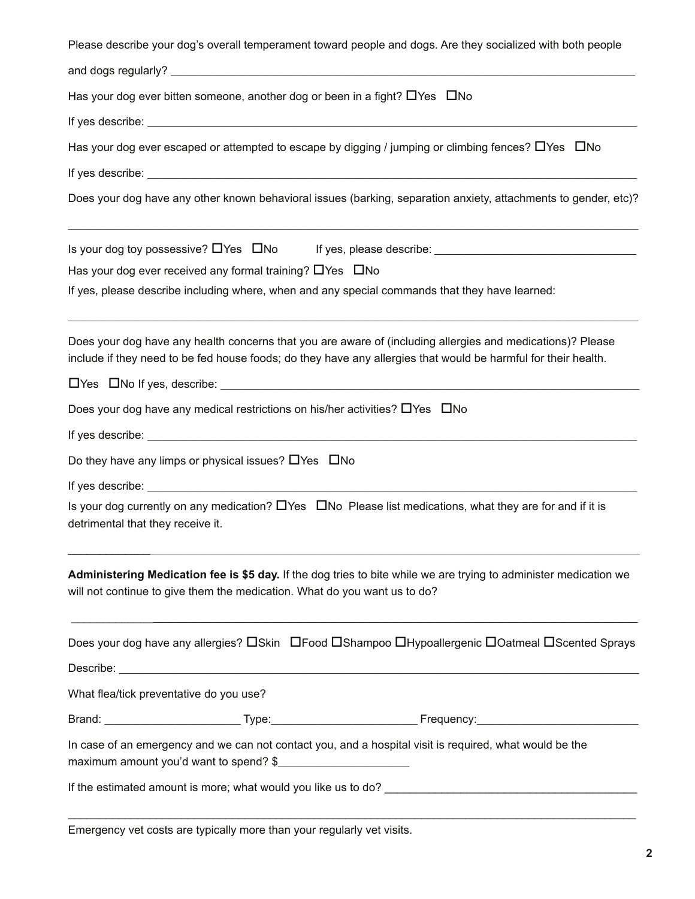Please describe your dog's overall temperament toward people and dogs. Are they socialized with both people and dogs regularly? ______________________________________________

Has your dog ever bitten someone, another dog or been in a fight? ☐Yes ☐No

If yes describe: ______________________________________________

Has your dog ever escaped or attempted to escape by digging / jumping or climbing fences? ☐Yes ☐No

If yes describe: ______________________________________________

Does your dog have any other known behavioral issues (barking, separation anxiety, attachments to gender, etc)?

______________________________________________

Is your dog toy possessive? ☐Yes ☐No If yes, please describe: ______________________

Has your dog ever received any formal training? ☐Yes ☐No

If yes, please describe including where, when and any special commands that they have learned:

______________________________________________

Does your dog have any health concerns that you are aware of (including allergies and medications)? Please include if they need to be fed house foods; do they have any allergies that would be harmful for their health.

☐Yes ☐No If yes, describe: ______________________________________________

Does your dog have any medical restrictions on his/her activities? ☐Yes ☐No

If yes describe: ______________________________________________

Do they have any limps or physical issues? ☐Yes ☐No

If yes describe: ______________________________________________

Is your dog currently on any medication? ☐Yes ☐No Please list medications, what they are for and if it is detrimental that they receive it.

______________________________________________

**Administering Medication fee is $5 day.** If the dog tries to bite while we are trying to administer medication we will not continue to give them the medication. What do you want us to do?

______________________________________________

Does your dog have any allergies? ☐Skin ☐Food ☐Shampoo ☐Hypoallergenic ☐Oatmeal ☐Scented Sprays

Describe: ______________________________________________

What flea/tick preventative do you use?

Brand: ____________________ Type: ____________________ Frequency: ____________________

In case of an emergency and we can not contact you, and a hospital visit is required, what would be the maximum amount you'd want to spend? $____________________

If the estimated amount is more; what would you like us to do? ______________________________

______________________________________________

Emergency vet costs are typically more than your regularly vet visits.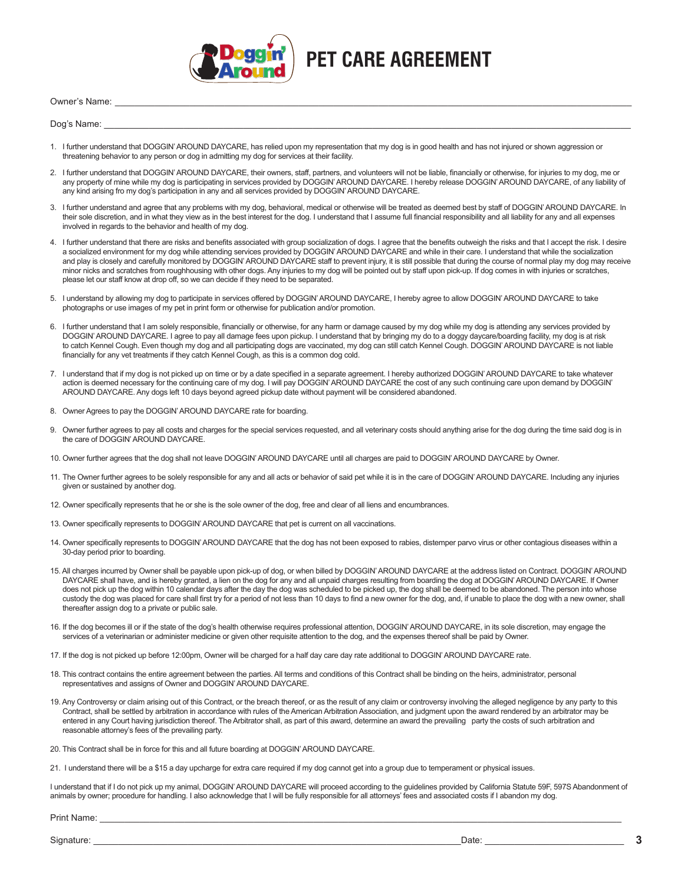# PET CARE AGREEMENT

Owner's Name: ______________________________________________________________________________

Dog's Name: ______________________________________________________________________________

1. I further understand that DOGGIN' AROUND DAYCARE, has relied upon my representation that my dog is in good health and has not injured or shown aggression or threatening behavior to any person or dog in admitting my dog for services at their facility.

2. I further understand that DOGGIN' AROUND DAYCARE, their owners, staff, partners, and volunteers will not be liable, financially or otherwise, for injuries to my dog, me or any property of mine while my dog is participating in services provided by DOGGIN' AROUND DAYCARE. I hereby release DOGGIN' AROUND DAYCARE, of any liability of any kind arising fro my dog's participation in any and all services provided by DOGGIN' AROUND DAYCARE.

3. I further understand and agree that any problems with my dog, behavioral, medical or otherwise will be treated as deemed best by staff of DOGGIN' AROUND DAYCARE. In their sole discretion, and in what they view as in the best interest for the dog. I understand that I assume full financial responsibility and all liability for any and all expenses involved in regards to the behavior and health of my dog.

4. I further understand that there are risks and benefits associated with group socialization of dogs. I agree that the benefits outweigh the risks and that I accept the risk. I desire a socialized environment for my dog while attending services provided by DOGGIN' AROUND DAYCARE and while in their care. I understand that while the socialization and play is closely and carefully monitored by DOGGIN' AROUND DAYCARE staff to prevent injury, it is still possible that during the course of normal play my dog may receive minor nicks and scratches from roughhousing with other dogs. Any injuries to my dog will be pointed out by staff upon pick-up. If dog comes in with injuries or scratches, please let our staff know at drop off, so we can decide if they need to be separated.

5. I understand by allowing my dog to participate in services offered by DOGGIN' AROUND DAYCARE, I hereby agree to allow DOGGIN' AROUND DAYCARE to take photographs or use images of my pet in print form or otherwise for publication and/or promotion.

6. I further understand that I am solely responsible, financially or otherwise, for any harm or damage caused by my dog while my dog is attending any services provided by DOGGIN' AROUND DAYCARE. I agree to pay all damage fees upon pickup. I understand that by bringing my do to a doggy daycare/boarding facility, my dog is at risk to catch Kennel Cough. Even though my dog and all participating dogs are vaccinated, my dog can still catch Kennel Cough. DOGGIN' AROUND DAYCARE is not liable financially for any vet treatments if they catch Kennel Cough, as this is a common dog cold.

7. I understand that if my dog is not picked up on time or by a date specified in a separate agreement. I hereby authorized DOGGIN' AROUND DAYCARE to take whatever action is deemed necessary for the continuing care of my dog. I will pay DOGGIN' AROUND DAYCARE the cost of any such continuing care upon demand by DOGGIN' AROUND DAYCARE. Any dogs left 10 days beyond agreed pickup date without payment will be considered abandoned.

8. Owner Agrees to pay the DOGGIN' AROUND DAYCARE rate for boarding.

9. Owner further agrees to pay all costs and charges for the special services requested, and all veterinary costs should anything arise for the dog during the time said dog is in the care of DOGGIN' AROUND DAYCARE.

10. Owner further agrees that the dog shall not leave DOGGIN' AROUND DAYCARE until all charges are paid to DOGGIN' AROUND DAYCARE by Owner.

11. The Owner further agrees to be solely responsible for any and all acts or behavior of said pet while it is in the care of DOGGIN' AROUND DAYCARE. Including any injuries given or sustained by another dog.

12. Owner specifically represents that he or she is the sole owner of the dog, free and clear of all liens and encumbrances.

13. Owner specifically represents to DOGGIN' AROUND DAYCARE that pet is current on all vaccinations.

14. Owner specifically represents to DOGGIN' AROUND DAYCARE that the dog has not been exposed to rabies, distemper parvo virus or other contagious diseases within a 30-day period prior to boarding.

15. All charges incurred by Owner shall be payable upon pick-up of dog, or when billed by DOGGIN' AROUND DAYCARE at the address listed on Contract. DOGGIN' AROUND DAYCARE shall have, and is hereby granted, a lien on the dog for any and all unpaid charges resulting from boarding the dog at DOGGIN' AROUND DAYCARE. If Owner does not pick up the dog within 10 calendar days after the day the dog was scheduled to be picked up, the dog shall be deemed to be abandoned. The person into whose custody the dog was placed for care shall first try for a period of not less than 10 days to find a new owner for the dog, and, if unable to place the dog with a new owner, shall thereafter assign dog to a private or public sale.

16. If the dog becomes ill or if the state of the dog's health otherwise requires professional attention, DOGGIN' AROUND DAYCARE, in its sole discretion, may engage the services of a veterinarian or administer medicine or given other requisite attention to the dog, and the expenses thereof shall be paid by Owner.

17. If the dog is not picked up before 12:00pm, Owner will be charged for a half day care day rate additional to DOGGIN' AROUND DAYCARE rate.

18. This contract contains the entire agreement between the parties. All terms and conditions of this Contract shall be binding on the heirs, administrator, personal representatives and assigns of Owner and DOGGIN' AROUND DAYCARE.

19. Any Controversy or claim arising out of this Contract, or the breach thereof, or as the result of any claim or controversy involving the alleged negligence by any party to this Contract, shall be settled by arbitration in accordance with rules of the American Arbitration Association, and judgment upon the award rendered by an arbitrator may be entered in any Court having jurisdiction thereof. The Arbitrator shall, as part of this award, determine an award the prevailing party the costs of such arbitration and reasonable attorney's fees of the prevailing party.

20. This Contract shall be in force for this and all future boarding at DOGGIN' AROUND DAYCARE.

21. I understand there will be a $15 a day upcharge for extra care required if my dog cannot get into a group due to temperament or physical issues.

I understand that if I do not pick up my animal, DOGGIN' AROUND DAYCARE will proceed according to the guidelines provided by California Statute 59F, 597S Abandonment of animals by owner; procedure for handling. I also acknowledge that I will be fully responsible for all attorneys' fees and associated costs if I abandon my dog.

Print Name: ______________________________________________________________________________

Signature: ____________________________________________________ Date: ______________________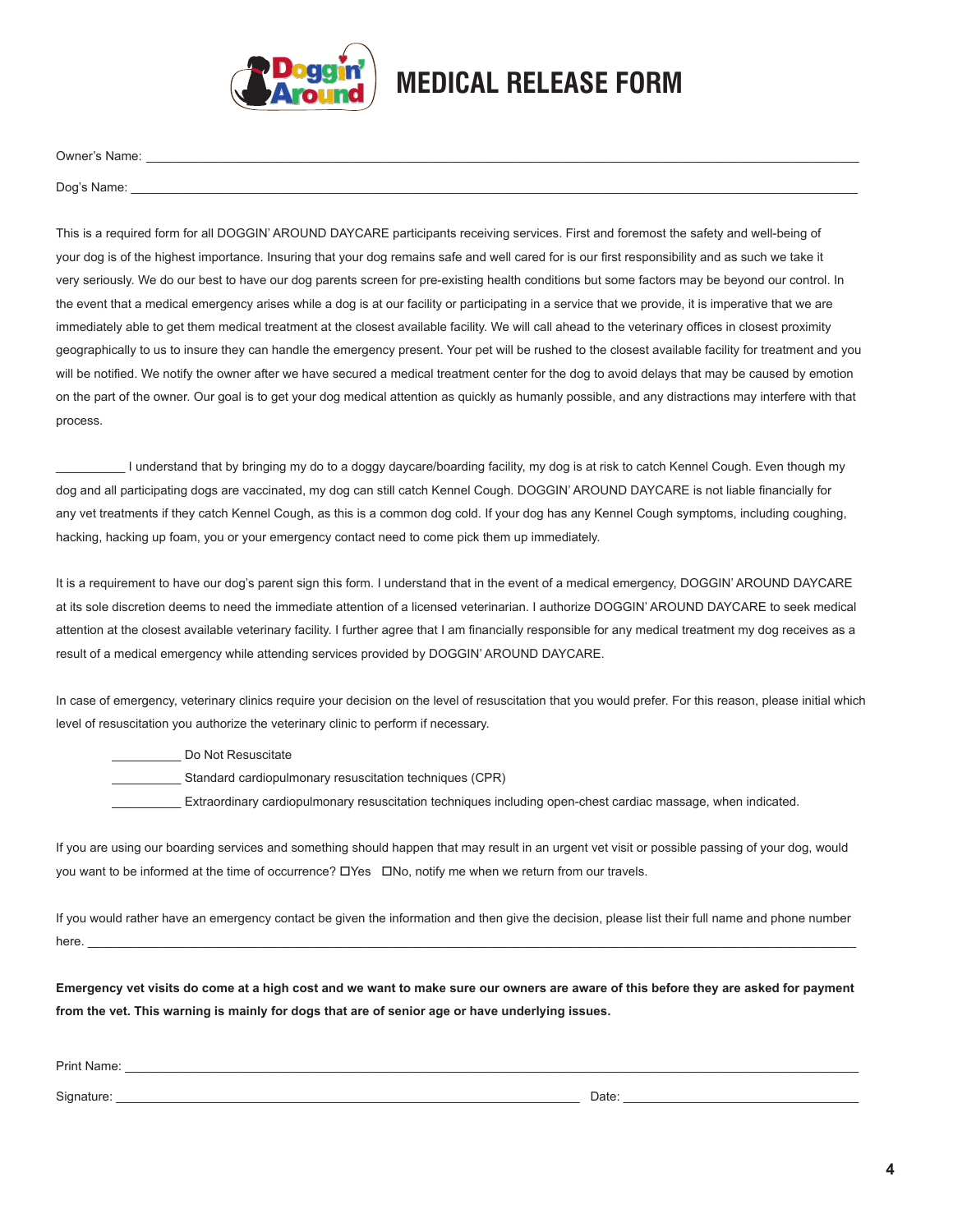# MEDICAL RELEASE FORM

Owner's Name: ______________________________________________________________

Dog's Name: ______________________________________________________________

This is a required form for all DOGGIN' AROUND DAYCARE participants receiving services. First and foremost the safety and well-being of your dog is of the highest importance. Insuring that your dog remains safe and well cared for is our first responsibility and as such we take it very seriously. We do our best to have our dog parents screen for pre-existing health conditions but some factors may be beyond our control. In the event that a medical emergency arises while a dog is at our facility or participating in a service that we provide, it is imperative that we are immediately able to get them medical treatment at the closest available facility. We will call ahead to the veterinary offices in closest proximity geographically to us to insure they can handle the emergency present. Your pet will be rushed to the closest available facility for treatment and you will be notified. We notify the owner after we have secured a medical treatment center for the dog to avoid delays that may be caused by emotion on the part of the owner. Our goal is to get your dog medical attention as quickly as humanly possible, and any distractions may interfere with that process.

__________ I understand that by bringing my do to a doggy daycare/boarding facility, my dog is at risk to catch Kennel Cough. Even though my dog and all participating dogs are vaccinated, my dog can still catch Kennel Cough. DOGGIN' AROUND DAYCARE is not liable financially for any vet treatments if they catch Kennel Cough, as this is a common dog cold. If your dog has any Kennel Cough symptoms, including coughing, hacking, hacking up foam, you or your emergency contact need to come pick them up immediately.

It is a requirement to have our dog's parent sign this form. I understand that in the event of a medical emergency, DOGGIN' AROUND DAYCARE at its sole discretion deems to need the immediate attention of a licensed veterinarian. I authorize DOGGIN' AROUND DAYCARE to seek medical attention at the closest available veterinary facility. I further agree that I am financially responsible for any medical treatment my dog receives as a result of a medical emergency while attending services provided by DOGGIN' AROUND DAYCARE.

In case of emergency, veterinary clinics require your decision on the level of resuscitation that you would prefer. For this reason, please initial which level of resuscitation you authorize the veterinary clinic to perform if necessary.

__________ Do Not Resuscitate

__________ Standard cardiopulmonary resuscitation techniques (CPR)

__________ Extraordinary cardiopulmonary resuscitation techniques including open-chest cardiac massage, when indicated.

If you are using our boarding services and something should happen that may result in an urgent vet visit or possible passing of your dog, would you want to be informed at the time of occurrence? ☐Yes ☐No, notify me when we return from our travels.

If you would rather have an emergency contact be given the information and then give the decision, please list their full name and phone number here. ______________________________________________________________

**Emergency vet visits do come at a high cost and we want to make sure our owners are aware of this before they are asked for payment from the vet. This warning is mainly for dogs that are of senior age or have underlying issues.**

Print Name: ______________________________________________________________

Signature: ________________________________________ Date: ____________________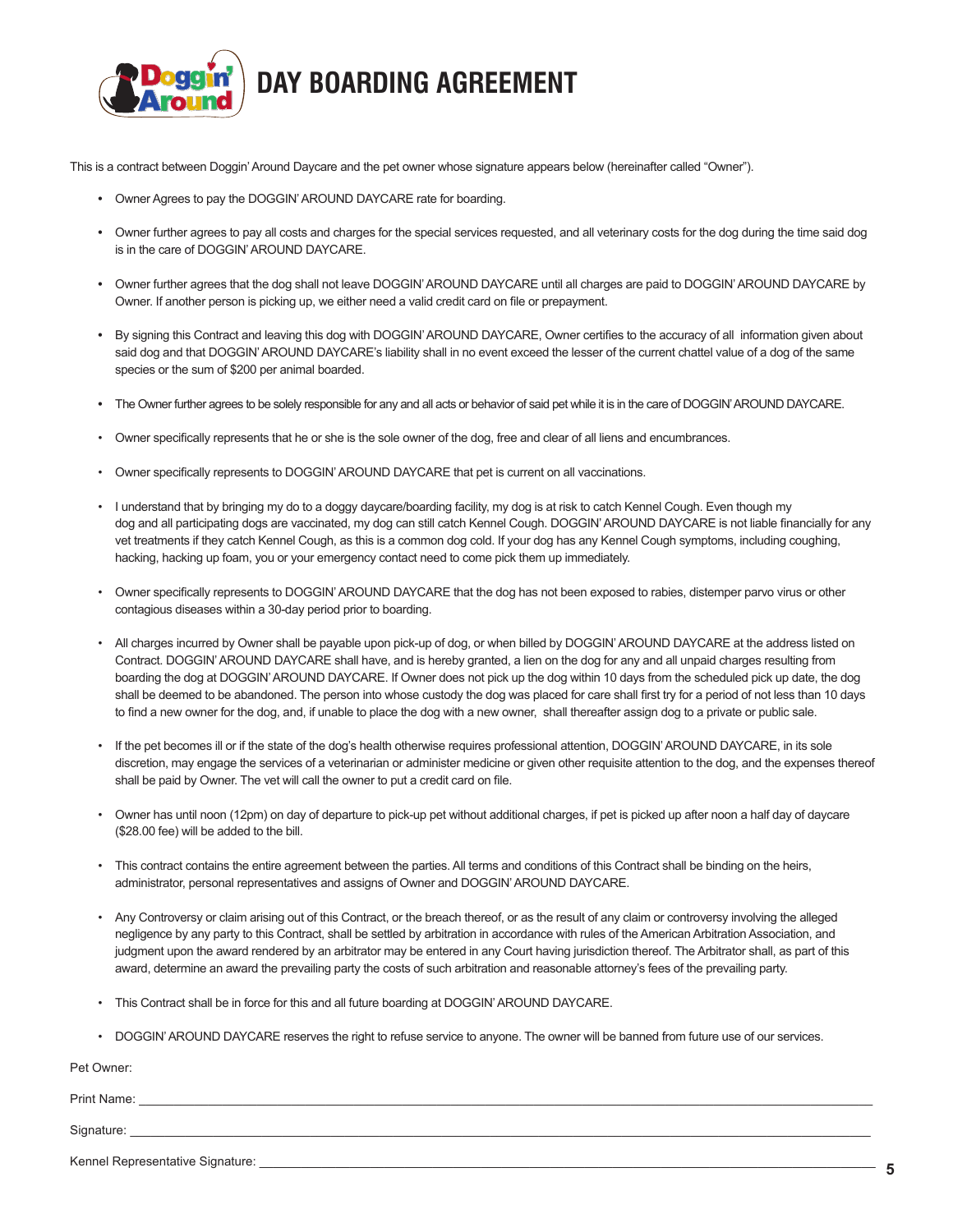# DAY BOARDING AGREEMENT

This is a contract between Doggin' Around Daycare and the pet owner whose signature appears below (hereinafter called "Owner").

- Owner Agrees to pay the DOGGIN' AROUND DAYCARE rate for boarding.
- Owner further agrees to pay all costs and charges for the special services requested, and all veterinary costs for the dog during the time said dog is in the care of DOGGIN' AROUND DAYCARE.
- Owner further agrees that the dog shall not leave DOGGIN' AROUND DAYCARE until all charges are paid to DOGGIN' AROUND DAYCARE by Owner. If another person is picking up, we either need a valid credit card on file or prepayment.
- By signing this Contract and leaving this dog with DOGGIN' AROUND DAYCARE, Owner certifies to the accuracy of all information given about said dog and that DOGGIN' AROUND DAYCARE's liability shall in no event exceed the lesser of the current chattel value of a dog of the same species or the sum of $200 per animal boarded.
- The Owner further agrees to be solely responsible for any and all acts or behavior of said pet while it is in the care of DOGGIN' AROUND DAYCARE.
- Owner specifically represents that he or she is the sole owner of the dog, free and clear of all liens and encumbrances.
- Owner specifically represents to DOGGIN' AROUND DAYCARE that pet is current on all vaccinations.
- I understand that by bringing my do to a doggy daycare/boarding facility, my dog is at risk to catch Kennel Cough. Even though my dog and all participating dogs are vaccinated, my dog can still catch Kennel Cough. DOGGIN' AROUND DAYCARE is not liable financially for any vet treatments if they catch Kennel Cough, as this is a common dog cold. If your dog has any Kennel Cough symptoms, including coughing, hacking, hacking up foam, you or your emergency contact need to come pick them up immediately.
- Owner specifically represents to DOGGIN' AROUND DAYCARE that the dog has not been exposed to rabies, distemper parvo virus or other contagious diseases within a 30-day period prior to boarding.
- All charges incurred by Owner shall be payable upon pick-up of dog, or when billed by DOGGIN' AROUND DAYCARE at the address listed on Contract. DOGGIN' AROUND DAYCARE shall have, and is hereby granted, a lien on the dog for any and all unpaid charges resulting from boarding the dog at DOGGIN' AROUND DAYCARE. If Owner does not pick up the dog within 10 days from the scheduled pick up date, the dog shall be deemed to be abandoned. The person into whose custody the dog was placed for care shall first try for a period of not less than 10 days to find a new owner for the dog, and, if unable to place the dog with a new owner, shall thereafter assign dog to a private or public sale.
- If the pet becomes ill or if the state of the dog's health otherwise requires professional attention, DOGGIN' AROUND DAYCARE, in its sole discretion, may engage the services of a veterinarian or administer medicine or given other requisite attention to the dog, and the expenses thereof shall be paid by Owner. The vet will call the owner to put a credit card on file.
- Owner has until noon (12pm) on day of departure to pick-up pet without additional charges, if pet is picked up after noon a half day of daycare ($28.00 fee) will be added to the bill.
- This contract contains the entire agreement between the parties. All terms and conditions of this Contract shall be binding on the heirs, administrator, personal representatives and assigns of Owner and DOGGIN' AROUND DAYCARE.
- Any Controversy or claim arising out of this Contract, or the breach thereof, or as the result of any claim or controversy involving the alleged negligence by any party to this Contract, shall be settled by arbitration in accordance with rules of the American Arbitration Association, and judgment upon the award rendered by an arbitrator may be entered in any Court having jurisdiction thereof. The Arbitrator shall, as part of this award, determine an award the prevailing party the costs of such arbitration and reasonable attorney's fees of the prevailing party.
- This Contract shall be in force for this and all future boarding at DOGGIN' AROUND DAYCARE.
- DOGGIN' AROUND DAYCARE reserves the right to refuse service to anyone. The owner will be banned from future use of our services.

Pet Owner:

Print Name: ______________________________

Signature: ______________________________

Kennel Representative Signature: ______________________________